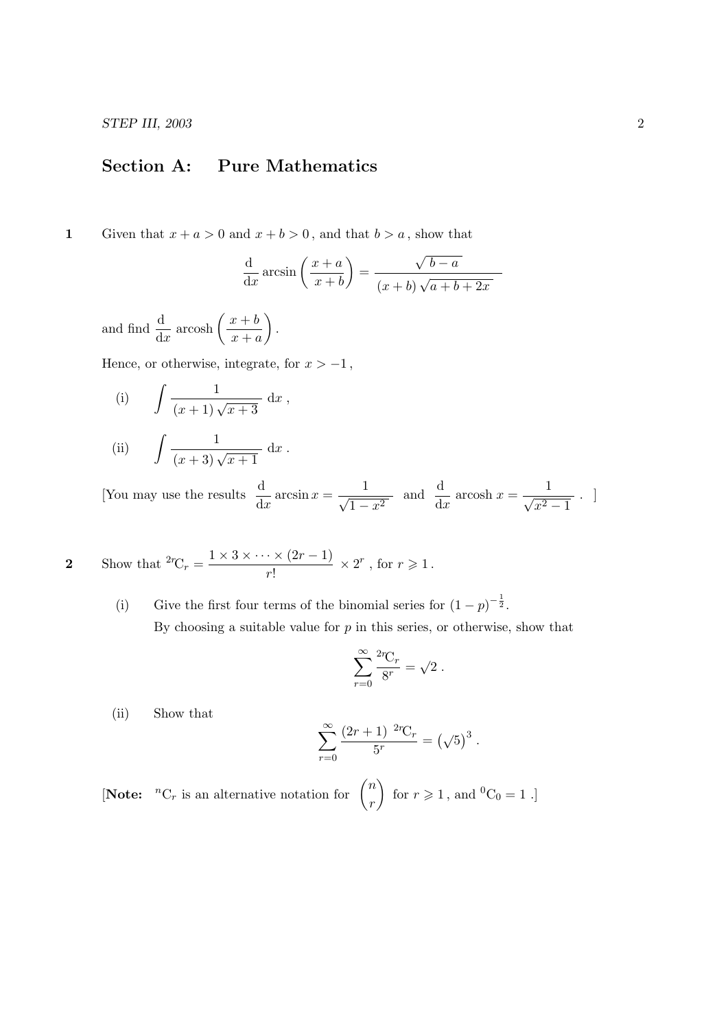## Section A: Pure Mathematics

**1** Given that $x + a > 0$ and $x + b > 0$, and that $b > a$, show that

$$\frac{\mathrm{d}}{\mathrm{d}x} \arcsin\left(\frac{x+a}{x+b}\right) = \frac{\sqrt{b-a}}{(x+b)\sqrt{a+b+2x}}$$

and find $\dfrac{\mathrm{d}}{\mathrm{d}x} \operatorname{arcosh}\left(\dfrac{x+b}{x+a}\right)$.

Hence, or otherwise, integrate, for $x > -1$,

(i) $\displaystyle\int \frac{1}{(x+1)\sqrt{x+3}}\,\mathrm{d}x$ ,

(ii) $\displaystyle\int \frac{1}{(x+3)\sqrt{x+1}}\,\mathrm{d}x$ .

[You may use the results $\dfrac{\mathrm{d}}{\mathrm{d}x}\arcsin x = \dfrac{1}{\sqrt{1-x^2}}$ and $\dfrac{\mathrm{d}}{\mathrm{d}x}\operatorname{arcosh} x = \dfrac{1}{\sqrt{x^2-1}}$ . ]

**2** Show that ${}^{2r}\mathrm{C}_r = \dfrac{1 \times 3 \times \cdots \times (2r-1)}{r!} \times 2^r$ , for $r \geqslant 1$ .

(i) Give the first four terms of the binomial series for $(1-p)^{-\frac{1}{2}}$.

By choosing a suitable value for $p$ in this series, or otherwise, show that

$$\sum_{r=0}^{\infty} \frac{{}^{2r}\mathrm{C}_r}{8^r} = \sqrt{2}\ .$$

(ii) Show that

$$\sum_{r=0}^{\infty} \frac{(2r+1)\ {}^{2r}\mathrm{C}_r}{5^r} = \left(\sqrt{5}\right)^3 .$$

[**Note:** ${}^{n}\mathrm{C}_r$ is an alternative notation for $\dbinom{n}{r}$ for $r \geqslant 1$ , and ${}^{0}\mathrm{C}_0 = 1$ .]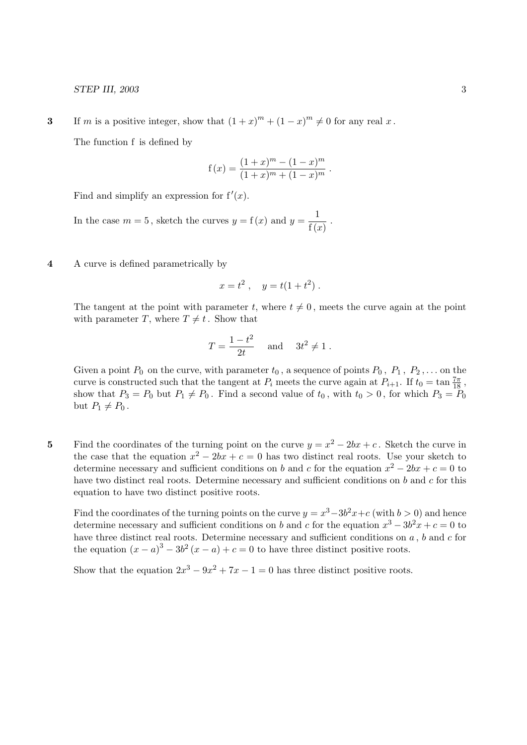**3** If $m$ is a positive integer, show that $(1+x)^m + (1-x)^m \neq 0$ for any real $x$.

The function f is defined by

$$\mathrm{f}(x) = \frac{(1+x)^m - (1-x)^m}{(1+x)^m + (1-x)^m}\,.$$

Find and simplify an expression for $\mathrm{f}'(x)$.

In the case $m = 5$, sketch the curves $y = \mathrm{f}(x)$ and $y = \dfrac{1}{\mathrm{f}(x)}$.

**4** A curve is defined parametrically by

$$x = t^2\,, \quad y = t(1+t^2)\,.$$

The tangent at the point with parameter $t$, where $t \neq 0$, meets the curve again at the point with parameter $T$, where $T \neq t$. Show that

$$T = \frac{1-t^2}{2t} \quad \text{and} \quad 3t^2 \neq 1\,.$$

Given a point $P_0$ on the curve, with parameter $t_0$, a sequence of points $P_0$, $P_1$, $P_2, \ldots$ on the curve is constructed such that the tangent at $P_i$ meets the curve again at $P_{i+1}$. If $t_0 = \tan \frac{7\pi}{18}$, show that $P_3 = P_0$ but $P_1 \neq P_0$. Find a second value of $t_0$, with $t_0 > 0$, for which $P_3 = P_0$ but $P_1 \neq P_0$.

**5** Find the coordinates of the turning point on the curve $y = x^2 - 2bx + c$. Sketch the curve in the case that the equation $x^2 - 2bx + c = 0$ has two distinct real roots. Use your sketch to determine necessary and sufficient conditions on $b$ and $c$ for the equation $x^2 - 2bx + c = 0$ to have two distinct real roots. Determine necessary and sufficient conditions on $b$ and $c$ for this equation to have two distinct positive roots.

Find the coordinates of the turning points on the curve $y = x^3 - 3b^2x + c$ (with $b > 0$) and hence determine necessary and sufficient conditions on $b$ and $c$ for the equation $x^3 - 3b^2x + c = 0$ to have three distinct real roots. Determine necessary and sufficient conditions on $a$, $b$ and $c$ for the equation $(x-a)^3 - 3b^2(x-a) + c = 0$ to have three distinct positive roots.

Show that the equation $2x^3 - 9x^2 + 7x - 1 = 0$ has three distinct positive roots.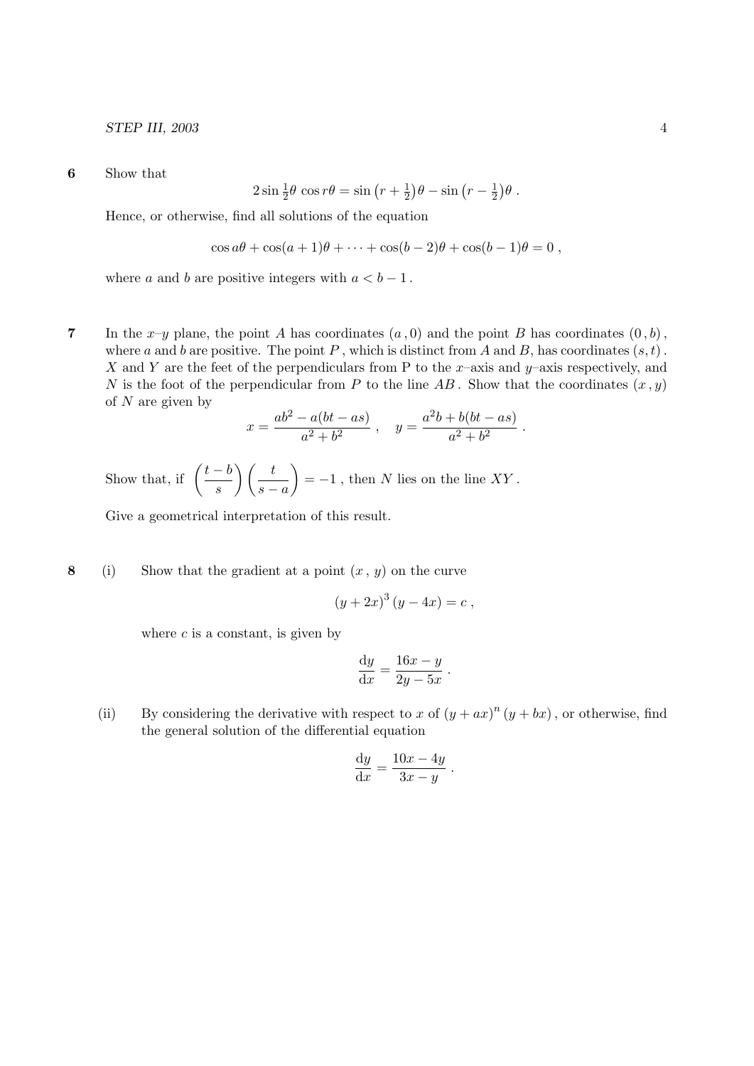**6** Show that

$$2\sin\tfrac{1}{2}\theta\,\cos r\theta = \sin\left(r+\tfrac{1}{2}\right)\theta - \sin\left(r-\tfrac{1}{2}\right)\theta\ .$$

Hence, or otherwise, find all solutions of the equation

$$\cos a\theta + \cos(a+1)\theta + \cdots + \cos(b-2)\theta + \cos(b-1)\theta = 0\ ,$$

where $a$ and $b$ are positive integers with $a < b-1$.

**7** In the $x$–$y$ plane, the point $A$ has coordinates $(a\,,0)$ and the point $B$ has coordinates $(0\,,b)$, where $a$ and $b$ are positive. The point $P$, which is distinct from $A$ and $B$, has coordinates $(s,t)$. $X$ and $Y$ are the feet of the perpendiculars from P to the $x$–axis and $y$–axis respectively, and $N$ is the foot of the perpendicular from $P$ to the line $AB$. Show that the coordinates $(x\,,y)$ of $N$ are given by

$$x = \frac{ab^2 - a(bt-as)}{a^2+b^2}\ , \quad y = \frac{a^2b + b(bt-as)}{a^2+b^2}\ .$$

Show that, if $\left(\dfrac{t-b}{s}\right)\left(\dfrac{t}{s-a}\right) = -1$, then $N$ lies on the line $XY$.

Give a geometrical interpretation of this result.

**8** (i) Show that the gradient at a point $(x\,,\,y)$ on the curve

$$(y+2x)^3\,(y-4x) = c\ ,$$

where $c$ is a constant, is given by

$$\frac{\mathrm{d}y}{\mathrm{d}x} = \frac{16x-y}{2y-5x}\ .$$

(ii) By considering the derivative with respect to $x$ of $(y+ax)^n\,(y+bx)$, or otherwise, find the general solution of the differential equation

$$\frac{\mathrm{d}y}{\mathrm{d}x} = \frac{10x-4y}{3x-y}\ .$$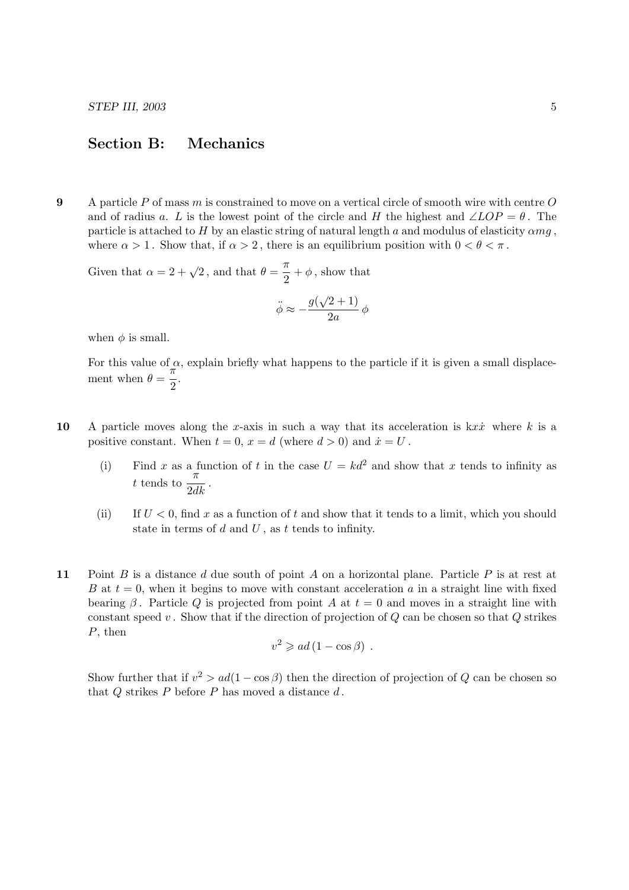## Section B: Mechanics

**9** A particle $P$ of mass $m$ is constrained to move on a vertical circle of smooth wire with centre $O$ and of radius $a$. $L$ is the lowest point of the circle and $H$ the highest and $\angle LOP = \theta$. The particle is attached to $H$ by an elastic string of natural length $a$ and modulus of elasticity $\alpha mg$, where $\alpha > 1$. Show that, if $\alpha > 2$, there is an equilibrium position with $0 < \theta < \pi$.

Given that $\alpha = 2 + \sqrt{2}$, and that $\theta = \dfrac{\pi}{2} + \phi$, show that

$$\ddot{\phi} \approx -\frac{g(\sqrt{2}+1)}{2a}\,\phi$$

when $\phi$ is small.

For this value of $\alpha$, explain briefly what happens to the particle if it is given a small displacement when $\theta = \dfrac{\pi}{2}$.

**10** A particle moves along the $x$-axis in such a way that its acceleration is $kx\dot{x}$ where $k$ is a positive constant. When $t = 0$, $x = d$ (where $d > 0$) and $\dot{x} = U$.

(i) Find $x$ as a function of $t$ in the case $U = kd^2$ and show that $x$ tends to infinity as $t$ tends to $\dfrac{\pi}{2dk}$.

(ii) If $U < 0$, find $x$ as a function of $t$ and show that it tends to a limit, which you should state in terms of $d$ and $U$, as $t$ tends to infinity.

**11** Point $B$ is a distance $d$ due south of point $A$ on a horizontal plane. Particle $P$ is at rest at $B$ at $t = 0$, when it begins to move with constant acceleration $a$ in a straight line with fixed bearing $\beta$. Particle $Q$ is projected from point $A$ at $t = 0$ and moves in a straight line with constant speed $v$. Show that if the direction of projection of $Q$ can be chosen so that $Q$ strikes $P$, then

$$v^2 \geqslant ad\,(1 - \cos\beta)\ .$$

Show further that if $v^2 > ad(1 - \cos\beta)$ then the direction of projection of $Q$ can be chosen so that $Q$ strikes $P$ before $P$ has moved a distance $d$.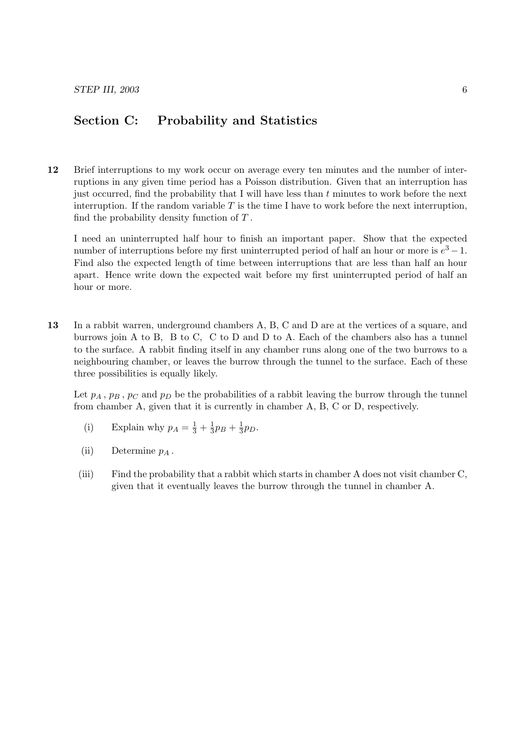## Section C: Probability and Statistics

**12** Brief interruptions to my work occur on average every ten minutes and the number of interruptions in any given time period has a Poisson distribution. Given that an interruption has just occurred, find the probability that I will have less than $t$ minutes to work before the next interruption. If the random variable $T$ is the time I have to work before the next interruption, find the probability density function of $T$.

I need an uninterrupted half hour to finish an important paper. Show that the expected number of interruptions before my first uninterrupted period of half an hour or more is $e^3 - 1$. Find also the expected length of time between interruptions that are less than half an hour apart. Hence write down the expected wait before my first uninterrupted period of half an hour or more.

**13** In a rabbit warren, underground chambers A, B, C and D are at the vertices of a square, and burrows join A to B, B to C, C to D and D to A. Each of the chambers also has a tunnel to the surface. A rabbit finding itself in any chamber runs along one of the two burrows to a neighbouring chamber, or leaves the burrow through the tunnel to the surface. Each of these three possibilities is equally likely.

Let $p_A$, $p_B$, $p_C$ and $p_D$ be the probabilities of a rabbit leaving the burrow through the tunnel from chamber A, given that it is currently in chamber A, B, C or D, respectively.

(i) Explain why $p_A = \frac{1}{3} + \frac{1}{3}p_B + \frac{1}{3}p_D$.

(ii) Determine $p_A$.

(iii) Find the probability that a rabbit which starts in chamber A does not visit chamber C, given that it eventually leaves the burrow through the tunnel in chamber A.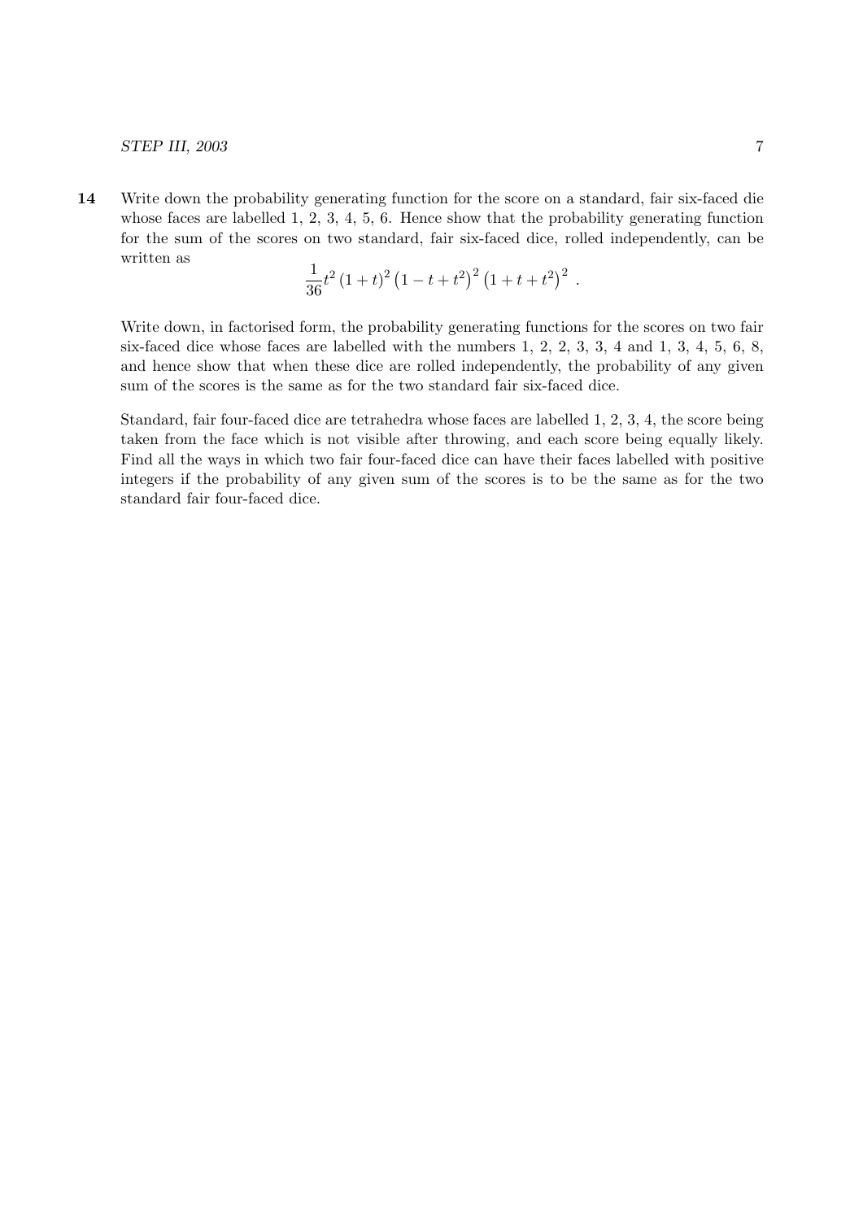**14** Write down the probability generating function for the score on a standard, fair six-faced die whose faces are labelled 1, 2, 3, 4, 5, 6. Hence show that the probability generating function for the sum of the scores on two standard, fair six-faced dice, rolled independently, can be written as

$$\frac{1}{36}t^2\left(1+t\right)^2\left(1-t+t^2\right)^2\left(1+t+t^2\right)^2 \ .$$

Write down, in factorised form, the probability generating functions for the scores on two fair six-faced dice whose faces are labelled with the numbers 1, 2, 2, 3, 3, 4 and 1, 3, 4, 5, 6, 8, and hence show that when these dice are rolled independently, the probability of any given sum of the scores is the same as for the two standard fair six-faced dice.

Standard, fair four-faced dice are tetrahedra whose faces are labelled 1, 2, 3, 4, the score being taken from the face which is not visible after throwing, and each score being equally likely. Find all the ways in which two fair four-faced dice can have their faces labelled with positive integers if the probability of any given sum of the scores is to be the same as for the two standard fair four-faced dice.